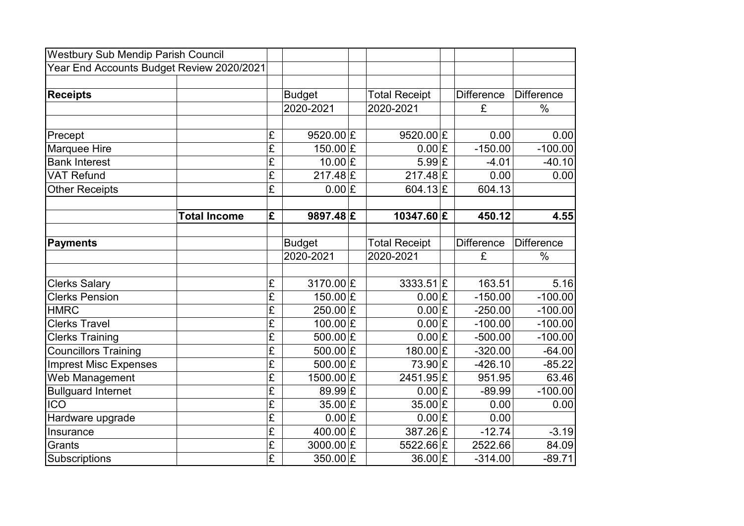Westbury Sub Mendip Parish Council

Year End Accounts Budget Review 2020/2021

| Receipts | | | Budget | | Total Receipt | | Difference | Difference |
|---|---|---|---|---|---|---|---|---|
| | | | 2020-2021 | | 2020-2021 | | £ | % |
| Precept | | £ | 9520.00 | £ | 9520.00 | £ | 0.00 | 0.00 |
| Marquee Hire | | £ | 150.00 | £ | 0.00 | £ | -150.00 | -100.00 |
| Bank Interest | | £ | 10.00 | £ | 5.99 | £ | -4.01 | -40.10 |
| VAT Refund | | £ | 217.48 | £ | 217.48 | £ | 0.00 | 0.00 |
| Other Receipts | | £ | 0.00 | £ | 604.13 | £ | 604.13 | |
| | **Total Income** | **£** | **9897.48** | **£** | **10347.60** | **£** | **450.12** | **4.55** |

| Payments | | | Budget | | Total Receipt | | Difference | Difference |
|---|---|---|---|---|---|---|---|---|
| | | | 2020-2021 | | 2020-2021 | | £ | % |
| Clerks Salary | | £ | 3170.00 | £ | 3333.51 | £ | 163.51 | 5.16 |
| Clerks Pension | | £ | 150.00 | £ | 0.00 | £ | -150.00 | -100.00 |
| HMRC | | £ | 250.00 | £ | 0.00 | £ | -250.00 | -100.00 |
| Clerks Travel | | £ | 100.00 | £ | 0.00 | £ | -100.00 | -100.00 |
| Clerks Training | | £ | 500.00 | £ | 0.00 | £ | -500.00 | -100.00 |
| Councillors Training | | £ | 500.00 | £ | 180.00 | £ | -320.00 | -64.00 |
| Imprest Misc Expenses | | £ | 500.00 | £ | 73.90 | £ | -426.10 | -85.22 |
| Web Management | | £ | 1500.00 | £ | 2451.95 | £ | 951.95 | 63.46 |
| Bullguard Internet | | £ | 89.99 | £ | 0.00 | £ | -89.99 | -100.00 |
| ICO | | £ | 35.00 | £ | 35.00 | £ | 0.00 | 0.00 |
| Hardware upgrade | | £ | 0.00 | £ | 0.00 | £ | 0.00 | |
| Insurance | | £ | 400.00 | £ | 387.26 | £ | -12.74 | -3.19 |
| Grants | | £ | 3000.00 | £ | 5522.66 | £ | 2522.66 | 84.09 |
| Subscriptions | | £ | 350.00 | £ | 36.00 | £ | -314.00 | -89.71 |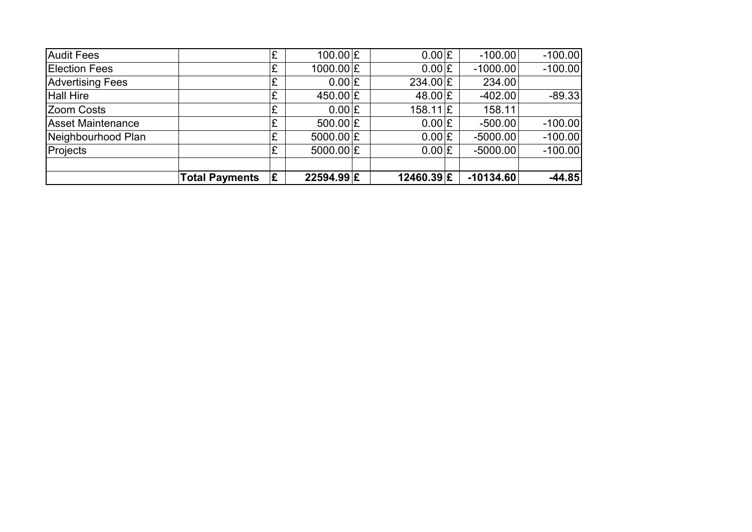| | | | | | | | |
|---|---|---|---|---|---|---|---|
| Audit Fees | | £ | 100.00 | £ | 0.00 | £ | -100.00 | -100.00 |
| Election Fees | | £ | 1000.00 | £ | 0.00 | £ | -1000.00 | -100.00 |
| Advertising Fees | | £ | 0.00 | £ | 234.00 | £ | 234.00 | |
| Hall Hire | | £ | 450.00 | £ | 48.00 | £ | -402.00 | -89.33 |
| Zoom Costs | | £ | 0.00 | £ | 158.11 | £ | 158.11 | |
| Asset Maintenance | | £ | 500.00 | £ | 0.00 | £ | -500.00 | -100.00 |
| Neighbourhood Plan | | £ | 5000.00 | £ | 0.00 | £ | -5000.00 | -100.00 |
| Projects | | £ | 5000.00 | £ | 0.00 | £ | -5000.00 | -100.00 |
| | | | | | | | | |
| | **Total Payments** | **£** | **22594.99** | **£** | **12460.39** | **£** | **-10134.60** | **-44.85** |